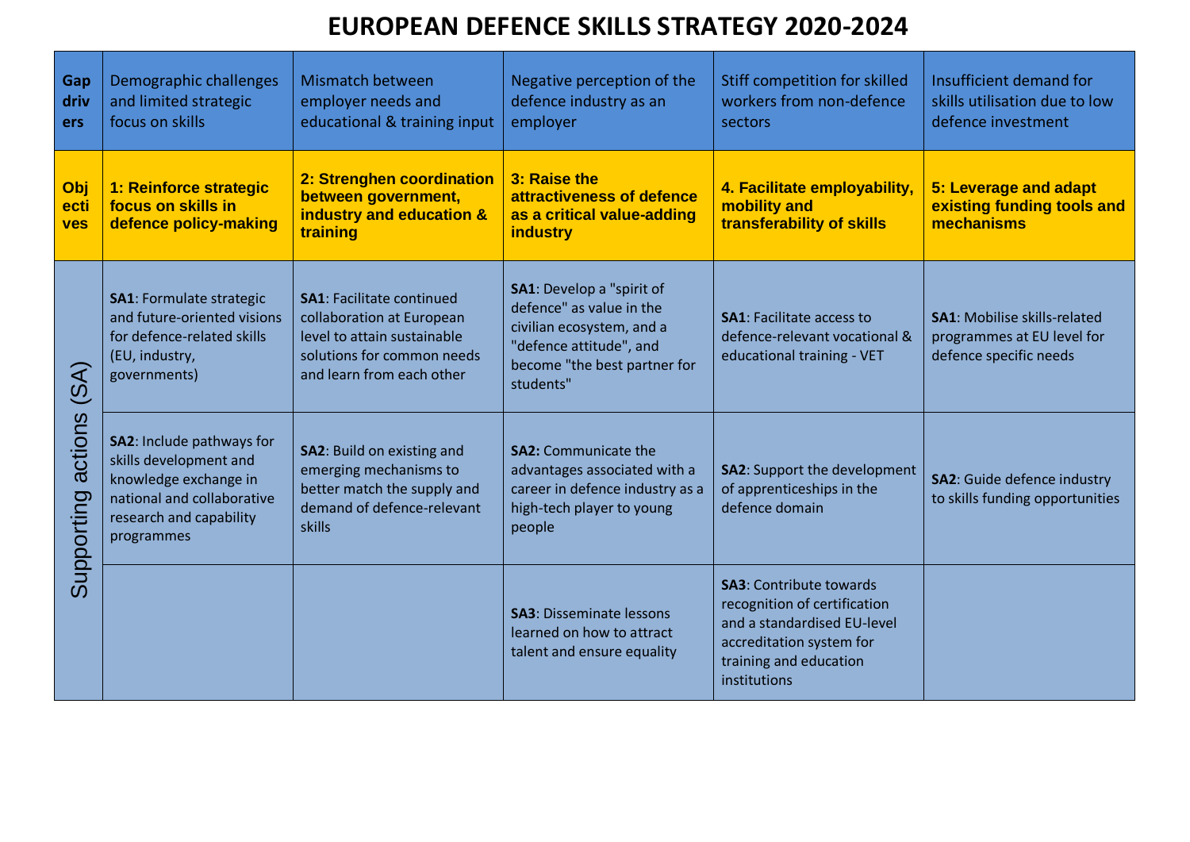# EUROPEAN DEFENCE SKILLS STRATEGY 2020-2024

| Gap drivers | Demographic challenges and limited strategic focus on skills | Mismatch between employer needs and educational & training input | Negative perception of the defence industry as an employer | Stiff competition for skilled workers from non-defence sectors | Insufficient demand for skills utilisation due to low defence investment |
|---|---|---|---|---|---|
| **Objectives** | **1: Reinforce strategic focus on skills in defence policy-making** | **2: Strenghen coordination between government, industry and education & training** | **3: Raise the attractiveness of defence as a critical value-adding industry** | **4. Facilitate employability, mobility and transferability of skills** | **5: Leverage and adapt existing funding tools and mechanisms** |
| Supporting actions (SA) | **SA1**: Formulate strategic and future-oriented visions for defence-related skills (EU, industry, governments) | **SA1**: Facilitate continued collaboration at European level to attain sustainable solutions for common needs and learn from each other | **SA1**: Develop a "spirit of defence" as value in the civilian ecosystem, and a "defence attitude", and become "the best partner for students" | **SA1**: Facilitate access to defence-relevant vocational & educational training - VET | **SA1**: Mobilise skills-related programmes at EU level for defence specific needs |
| | **SA2**: Include pathways for skills development and knowledge exchange in national and collaborative research and capability programmes | **SA2**: Build on existing and emerging mechanisms to better match the supply and demand of defence-relevant skills | **SA2:** Communicate the advantages associated with a career in defence industry as a high-tech player to young people | **SA2**: Support the development of apprenticeships in the defence domain | **SA2**: Guide defence industry to skills funding opportunities |
| | | | **SA3**: Disseminate lessons learned on how to attract talent and ensure equality | **SA3**: Contribute towards recognition of certification and a standardised EU-level accreditation system for training and education institutions | |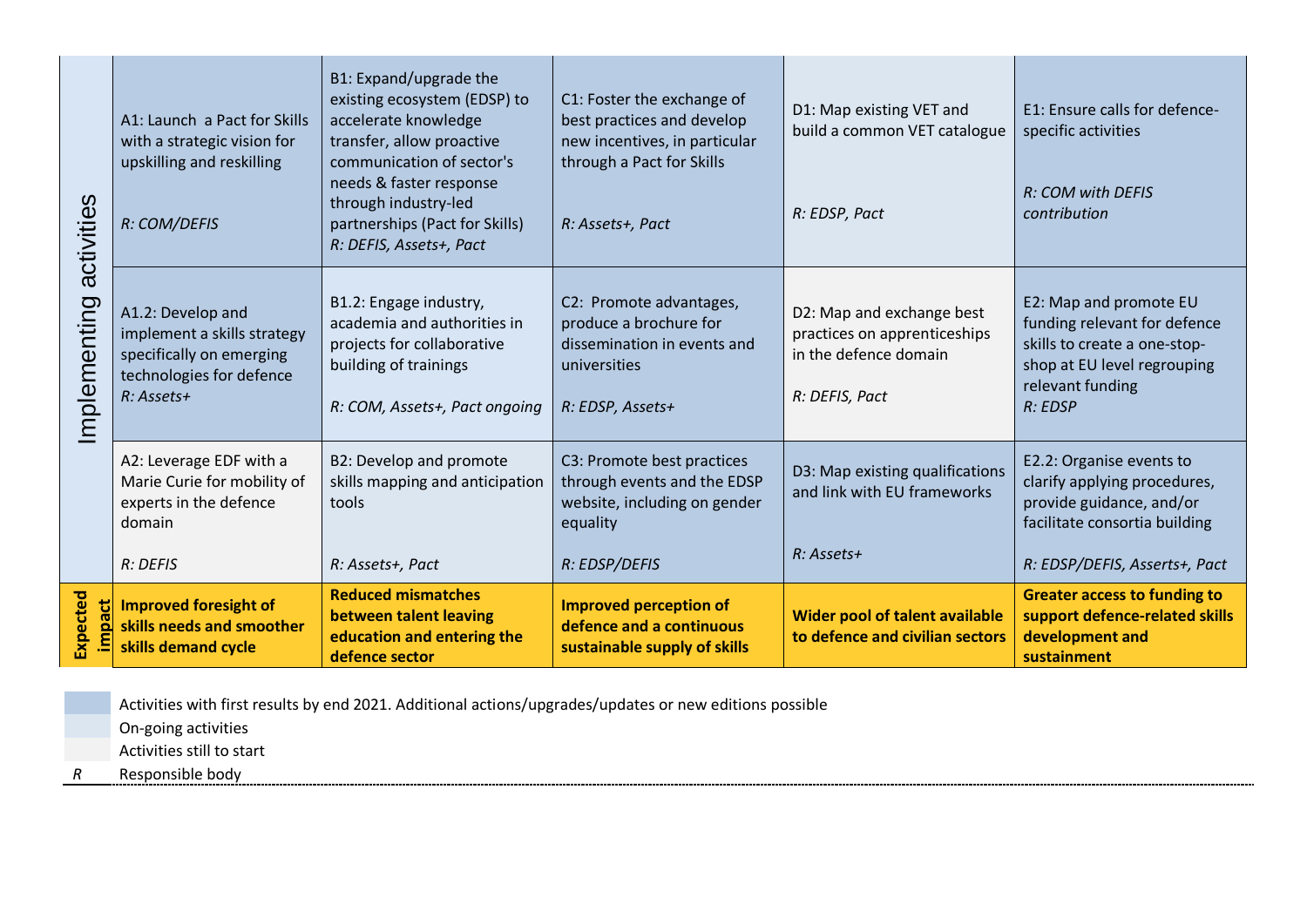| | | | | | |
|---|---|---|---|---|---|
| Implementing activities | A1: Launch a Pact for Skills with a strategic vision for upskilling and reskilling<br><br>*R: COM/DEFIS* | B1: Expand/upgrade the existing ecosystem (EDSP) to accelerate knowledge transfer, allow proactive communication of sector's needs & faster response through industry-led partnerships (Pact for Skills)<br>*R: DEFIS, Assets+, Pact* | C1: Foster the exchange of best practices and develop new incentives, in particular through a Pact for Skills<br><br>*R: Assets+, Pact* | D1: Map existing VET and build a common VET catalogue<br><br>*R: EDSP, Pact* | E1: Ensure calls for defence-specific activities<br><br>*R: COM with DEFIS contribution* |
| | A1.2: Develop and implement a skills strategy specifically on emerging technologies for defence<br>*R: Assets+* | B1.2: Engage industry, academia and authorities in projects for collaborative building of trainings<br><br>*R: COM, Assets+, Pact ongoing* | C2: Promote advantages, produce a brochure for dissemination in events and universities<br><br>*R: EDSP, Assets+* | D2: Map and exchange best practices on apprenticeships in the defence domain<br><br>*R: DEFIS, Pact* | E2: Map and promote EU funding relevant for defence skills to create a one-stop-shop at EU level regrouping relevant funding<br>*R: EDSP* |
| | A2: Leverage EDF with a Marie Curie for mobility of experts in the defence domain<br><br>*R: DEFIS* | B2: Develop and promote skills mapping and anticipation tools<br><br>*R: Assets+, Pact* | C3: Promote best practices through events and the EDSP website, including on gender equality<br><br>*R: EDSP/DEFIS* | D3: Map existing qualifications and link with EU frameworks<br><br>*R: Assets+* | E2.2: Organise events to clarify applying procedures, provide guidance, and/or facilitate consortia building<br><br>*R: EDSP/DEFIS, Asserts+, Pact* |
| **Expected impact** | **Improved foresight of skills needs and smoother skills demand cycle** | **Reduced mismatches between talent leaving education and entering the defence sector** | **Improved perception of defence and a continuous sustainable supply of skills** | **Wider pool of talent available to defence and civilian sectors** | **Greater access to funding to support defence-related skills development and sustainment** |

Activities with first results by end 2021. Additional actions/upgrades/updates or new editions possible

On-going activities

Activities still to start

*R* Responsible body